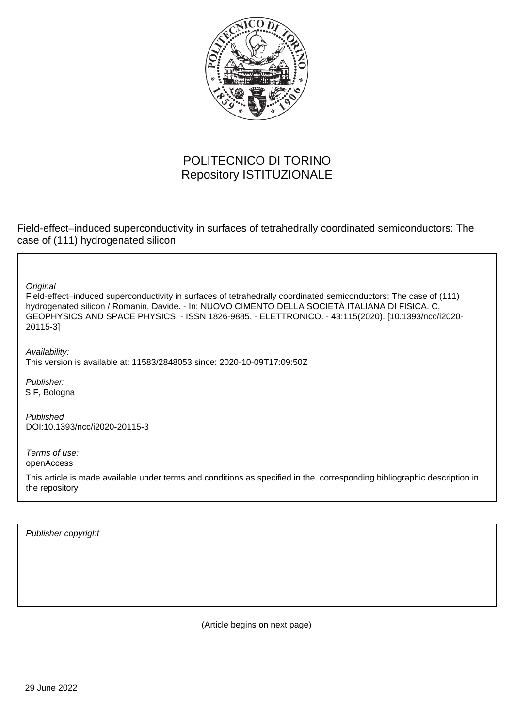POLITECNICO DI TORINO
Repository ISTITUZIONALE

Field-effect–induced superconductivity in surfaces of tetrahedrally coordinated semiconductors: The case of (111) hydrogenated silicon

*Original*
Field-effect–induced superconductivity in surfaces of tetrahedrally coordinated semiconductors: The case of (111) hydrogenated silicon / Romanin, Davide. - In: NUOVO CIMENTO DELLA SOCIETÀ ITALIANA DI FISICA. C, GEOPHYSICS AND SPACE PHYSICS. - ISSN 1826-9885. - ELETTRONICO. - 43:115(2020). [10.1393/ncc/i2020-20115-3]

*Availability:*
This version is available at: 11583/2848053 since: 2020-10-09T17:09:50Z

*Publisher:*
SIF, Bologna

*Published*
DOI:10.1393/ncc/i2020-20115-3

*Terms of use:*
openAccess

This article is made available under terms and conditions as specified in the corresponding bibliographic description in the repository

*Publisher copyright*

(Article begins on next page)

29 June 2022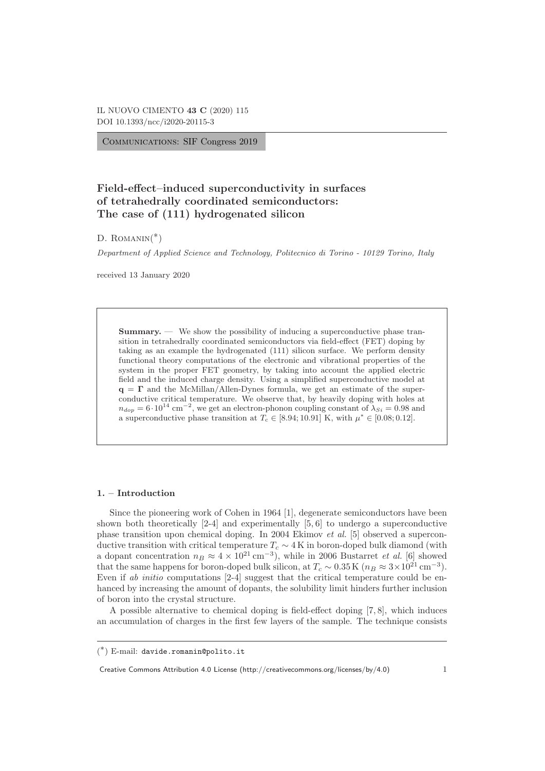IL NUOVO CIMENTO **43 C** (2020) 115
DOI 10.1393/ncc/i2020-20115-3

Communications: SIF Congress 2019

# Field-effect–induced superconductivity in surfaces of tetrahedrally coordinated semiconductors: The case of (111) hydrogenated silicon

D. Romanin(*)

*Department of Applied Science and Technology, Politecnico di Torino - 10129 Torino, Italy*

received 13 January 2020

**Summary.** — We show the possibility of inducing a superconductive phase transition in tetrahedrally coordinated semiconductors via field-effect (FET) doping by taking as an example the hydrogenated (111) silicon surface. We perform density functional theory computations of the electronic and vibrational properties of the system in the proper FET geometry, by taking into account the applied electric field and the induced charge density. Using a simplified superconductive model at $\mathbf{q} = \mathbf{\Gamma}$ and the McMillan/Allen-Dynes formula, we get an estimate of the superconductive critical temperature. We observe that, by heavily doping with holes at $n_{dop} = 6 \cdot 10^{14}$ cm$^{-2}$, we get an electron-phonon coupling constant of $\lambda_{Si} = 0.98$ and a superconductive phase transition at $T_c \in [8.94; 10.91]$ K, with $\mu^* \in [0.08; 0.12]$.

## 1. – Introduction

Since the pioneering work of Cohen in 1964 [1], degenerate semiconductors have been shown both theoretically [2-4] and experimentally [5, 6] to undergo a superconductive phase transition upon chemical doping. In 2004 Ekimov *et al.* [5] observed a superconductive transition with critical temperature $T_c \sim 4$ K in boron-doped bulk diamond (with a dopant concentration $n_B \approx 4 \times 10^{21}$ cm$^{-3}$), while in 2006 Bustarret *et al.* [6] showed that the same happens for boron-doped bulk silicon, at $T_c \sim 0.35$ K ($n_B \approx 3 \times 10^{21}$ cm$^{-3}$). Even if *ab initio* computations [2-4] suggest that the critical temperature could be enhanced by increasing the amount of dopants, the solubility limit hinders further inclusion of boron into the crystal structure.

A possible alternative to chemical doping is field-effect doping [7, 8], which induces an accumulation of charges in the first few layers of the sample. The technique consists

(*) E-mail: davide.romanin@polito.it

Creative Commons Attribution 4.0 License (http://creativecommons.org/licenses/by/4.0)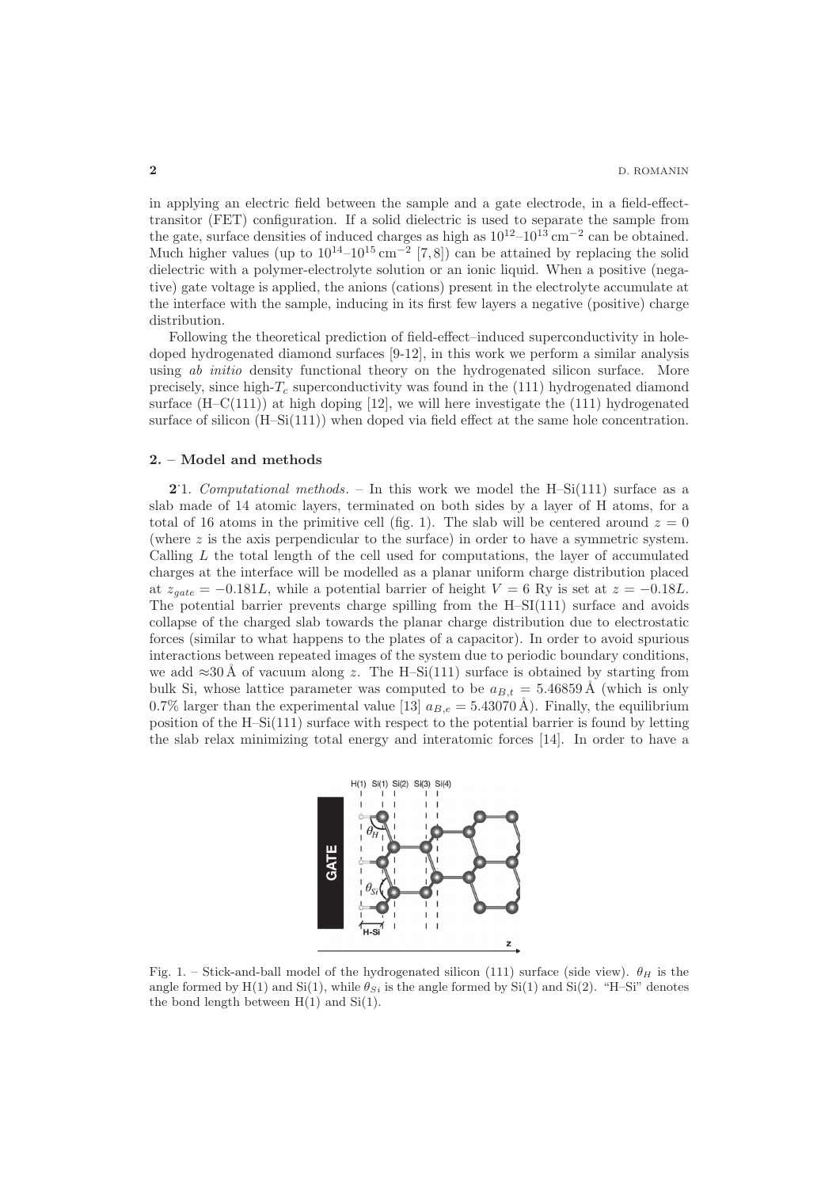in applying an electric field between the sample and a gate electrode, in a field-effect-transitor (FET) configuration. If a solid dielectric is used to separate the sample from the gate, surface densities of induced charges as high as $10^{12}$–$10^{13}\,\text{cm}^{-2}$ can be obtained. Much higher values (up to $10^{14}$–$10^{15}\,\text{cm}^{-2}$ [7,8]) can be attained by replacing the solid dielectric with a polymer-electrolyte solution or an ionic liquid. When a positive (negative) gate voltage is applied, the anions (cations) present in the electrolyte accumulate at the interface with the sample, inducing in its first few layers a negative (positive) charge distribution.

Following the theoretical prediction of field-effect–induced superconductivity in hole-doped hydrogenated diamond surfaces [9-12], in this work we perform a similar analysis using *ab initio* density functional theory on the hydrogenated silicon surface. More precisely, since high-$T_c$ superconductivity was found in the (111) hydrogenated diamond surface (H–C(111)) at high doping [12], we will here investigate the (111) hydrogenated surface of silicon (H–Si(111)) when doped via field effect at the same hole concentration.

## 2. – Model and methods

**2·1.** *Computational methods.* – In this work we model the H–Si(111) surface as a slab made of 14 atomic layers, terminated on both sides by a layer of H atoms, for a total of 16 atoms in the primitive cell (fig. 1). The slab will be centered around $z = 0$ (where $z$ is the axis perpendicular to the surface) in order to have a symmetric system. Calling $L$ the total length of the cell used for computations, the layer of accumulated charges at the interface will be modelled as a planar uniform charge distribution placed at $z_{gate} = -0.181L$, while a potential barrier of height $V = 6$ Ry is set at $z = -0.18L$. The potential barrier prevents charge spilling from the H–SI(111) surface and avoids collapse of the charged slab towards the planar charge distribution due to electrostatic forces (similar to what happens to the plates of a capacitor). In order to avoid spurious interactions between repeated images of the system due to periodic boundary conditions, we add $\approx$30 Å of vacuum along $z$. The H–Si(111) surface is obtained by starting from bulk Si, whose lattice parameter was computed to be $a_{B,t} = 5.46859$ Å (which is only 0.7% larger than the experimental value [13] $a_{B,e} = 5.43070$ Å). Finally, the equilibrium position of the H–Si(111) surface with respect to the potential barrier is found by letting the slab relax minimizing total energy and interatomic forces [14]. In order to have a

H(1) Si(1) Si(2) Si(3) Si(4)

GATE

$\theta_H$

$\theta_{Si}$

H-Si

z

Fig. 1. – Stick-and-ball model of the hydrogenated silicon (111) surface (side view). $\theta_H$ is the angle formed by H(1) and Si(1), while $\theta_{Si}$ is the angle formed by Si(1) and Si(2). "H–Si" denotes the bond length between H(1) and Si(1).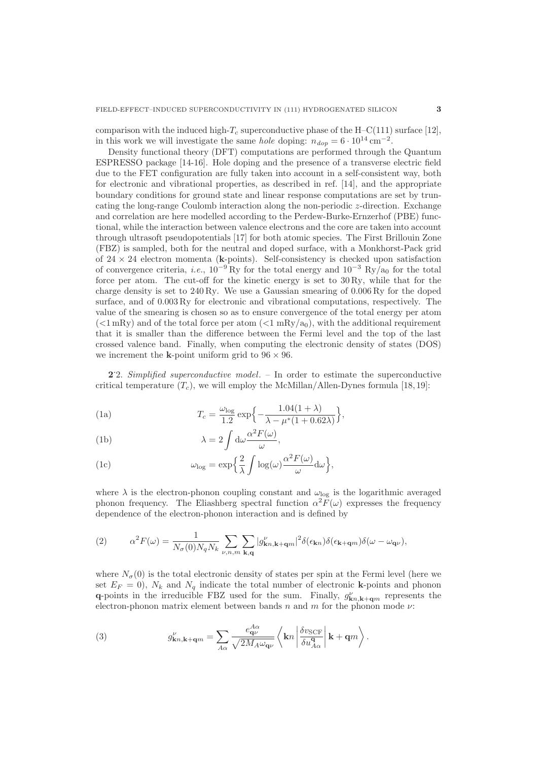comparison with the induced high-$T_c$ superconductive phase of the H–C(111) surface [12], in this work we will investigate the same *hole* doping: $n_{dop} = 6 \cdot 10^{14}\,\text{cm}^{-2}$.

Density functional theory (DFT) computations are performed through the Quantum ESPRESSO package [14-16]. Hole doping and the presence of a transverse electric field due to the FET configuration are fully taken into account in a self-consistent way, both for electronic and vibrational properties, as described in ref. [14], and the appropriate boundary conditions for ground state and linear response computations are set by truncating the long-range Coulomb interaction along the non-periodic $z$-direction. Exchange and correlation are here modelled according to the Perdew-Burke-Ernzerhof (PBE) functional, while the interaction between valence electrons and the core are taken into account through ultrasoft pseudopotentials [17] for both atomic species. The First Brillouin Zone (FBZ) is sampled, both for the neutral and doped surface, with a Monkhorst-Pack grid of $24 \times 24$ electron momenta (**k**-points). Self-consistency is checked upon satisfaction of convergence criteria, *i.e.*, $10^{-9}$ Ry for the total energy and $10^{-3}$ Ry/a$_0$ for the total force per atom. The cut-off for the kinetic energy is set to 30 Ry, while that for the charge density is set to 240 Ry. We use a Gaussian smearing of 0.006 Ry for the doped surface, and of 0.003 Ry for electronic and vibrational computations, respectively. The value of the smearing is chosen so as to ensure convergence of the total energy per atom (<1 mRy) and of the total force per atom (<1 mRy/a$_0$), with the additional requirement that it is smaller than the difference between the Fermi level and the top of the last crossed valence band. Finally, when computing the electronic density of states (DOS) we increment the **k**-point uniform grid to $96 \times 96$.

**2**˙2. *Simplified superconductive model.* – In order to estimate the superconductive critical temperature ($T_c$), we will employ the McMillan/Allen-Dynes formula [18, 19]:

$$T_c = \frac{\omega_{\log}}{1.2} \exp\Big\{-\frac{1.04(1+\lambda)}{\lambda - \mu^*(1+0.62\lambda)}\Big\}, \tag{1a}$$

$$\lambda = 2\int \mathrm{d}\omega \frac{\alpha^2 F(\omega)}{\omega}, \tag{1b}$$

$$\omega_{\log} = \exp\Big\{\frac{2}{\lambda}\int \log(\omega)\frac{\alpha^2 F(\omega)}{\omega}\mathrm{d}\omega\Big\}, \tag{1c}$$

where $\lambda$ is the electron-phonon coupling constant and $\omega_{\log}$ is the logarithmic averaged phonon frequency. The Eliashberg spectral function $\alpha^2F(\omega)$ expresses the frequency dependence of the electron-phonon interaction and is defined by

$$\alpha^2 F(\omega) = \frac{1}{N_\sigma(0) N_q N_k} \sum_{\nu,n,m} \sum_{\mathbf{k},\mathbf{q}} |g^{\nu}_{\mathbf{k}n,\mathbf{k}+\mathbf{q}m}|^2 \delta(\epsilon_{\mathbf{k}n})\delta(\epsilon_{\mathbf{k}+\mathbf{q}m})\delta(\omega - \omega_{\mathbf{q}\nu}), \tag{2}$$

where $N_\sigma(0)$ is the total electronic density of states per spin at the Fermi level (here we set $E_F = 0$), $N_k$ and $N_q$ indicate the total number of electronic **k**-points and phonon **q**-points in the irreducible FBZ used for the sum. Finally, $g^{\nu}_{\mathbf{k}n,\mathbf{k}+\mathbf{q}m}$ represents the electron-phonon matrix element between bands $n$ and $m$ for the phonon mode $\nu$:

$$g^{\nu}_{\mathbf{k}n,\mathbf{k}+\mathbf{q}m} = \sum_{A\alpha} \frac{e^{A\alpha}_{\mathbf{q}\nu}}{\sqrt{2M_A\omega_{\mathbf{q}\nu}}} \left\langle \mathbf{k}n \left| \frac{\delta v_{\mathrm{SCF}}}{\delta u^{\mathbf{q}}_{A\alpha}} \right| \mathbf{k}+\mathbf{q}m \right\rangle. \tag{3}$$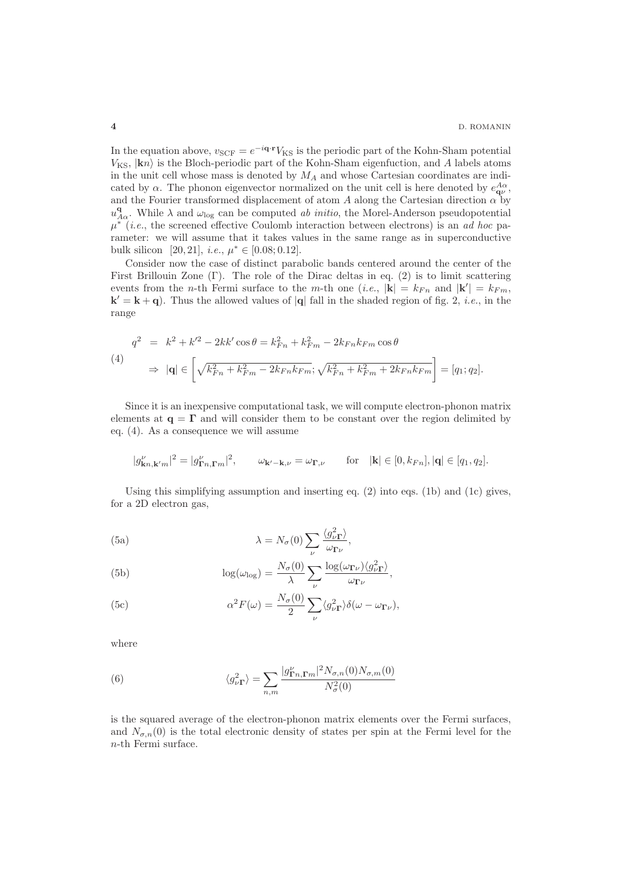In the equation above, $v_{\mathrm{SCF}} = e^{-i\mathbf{q}\cdot\mathbf{r}} V_{\mathrm{KS}}$ is the periodic part of the Kohn-Sham potential $V_{\mathrm{KS}}$, $|\mathbf{k}n\rangle$ is the Bloch-periodic part of the Kohn-Sham eigenfuction, and $A$ labels atoms in the unit cell whose mass is denoted by $M_A$ and whose Cartesian coordinates are indicated by $\alpha$. The phonon eigenvector normalized on the unit cell is here denoted by $e^{A\alpha}_{\mathbf{q}\nu}$, and the Fourier transformed displacement of atom $A$ along the Cartesian direction $\alpha$ by $u^{\mathbf{q}}_{A\alpha}$. While $\lambda$ and $\omega_{\log}$ can be computed *ab initio*, the Morel-Anderson pseudopotential $\mu^*$ (*i.e.*, the screened effective Coulomb interaction between electrons) is an *ad hoc* parameter: we will assume that it takes values in the same range as in superconductive bulk silicon [20, 21], *i.e.*, $\mu^* \in [0.08; 0.12]$.

Consider now the case of distinct parabolic bands centered around the center of the First Brillouin Zone ($\Gamma$). The role of the Dirac deltas in eq. (2) is to limit scattering events from the $n$-th Fermi surface to the $m$-th one (*i.e.*, $|\mathbf{k}| = k_{Fn}$ and $|\mathbf{k}'| = k_{Fm}$, $\mathbf{k}' = \mathbf{k} + \mathbf{q}$). Thus the allowed values of $|\mathbf{q}|$ fall in the shaded region of fig. 2, *i.e.*, in the range

$$
\begin{aligned}
q^2 &= k^2 + k'^2 - 2kk'\cos\theta = k_{Fn}^2 + k_{Fm}^2 - 2k_{Fn}k_{Fm}\cos\theta \\
&\Rightarrow\ |\mathbf{q}| \in \left[\sqrt{k_{Fn}^2 + k_{Fm}^2 - 2k_{Fn}k_{Fm}}; \sqrt{k_{Fn}^2 + k_{Fm}^2 + 2k_{Fn}k_{Fm}}\right] = [q_1; q_2].
\end{aligned}
\tag{4}
$$

Since it is an inexpensive computational task, we will compute electron-phonon matrix elements at $\mathbf{q} = \mathbf{\Gamma}$ and will consider them to be constant over the region delimited by eq. (4). As a consequence we will assume

$$
|g^{\nu}_{\mathbf{k}n,\mathbf{k}'m}|^2 = |g^{\nu}_{\mathbf{\Gamma}n,\mathbf{\Gamma}m}|^2, \qquad \omega_{\mathbf{k}'-\mathbf{k},\nu} = \omega_{\mathbf{\Gamma},\nu} \qquad \text{for} \quad |\mathbf{k}| \in [0, k_{Fn}], |\mathbf{q}| \in [q_1, q_2].
$$

Using this simplifying assumption and inserting eq. (2) into eqs. (1b) and (1c) gives, for a 2D electron gas,

$$
\lambda = N_\sigma(0) \sum_\nu \frac{\langle g^2_{\nu\mathbf{\Gamma}}\rangle}{\omega_{\mathbf{\Gamma}\nu}}, \tag{5a}
$$

$$
\log(\omega_{\log}) = \frac{N_\sigma(0)}{\lambda} \sum_\nu \frac{\log(\omega_{\mathbf{\Gamma}\nu})\langle g^2_{\nu\mathbf{\Gamma}}\rangle}{\omega_{\mathbf{\Gamma}\nu}}, \tag{5b}
$$

$$
\alpha^2 F(\omega) = \frac{N_\sigma(0)}{2} \sum_\nu \langle g^2_{\nu\mathbf{\Gamma}}\rangle \delta(\omega - \omega_{\mathbf{\Gamma}\nu}), \tag{5c}
$$

where

$$
\langle g^2_{\nu\mathbf{\Gamma}}\rangle = \sum_{n,m} \frac{|g^{\nu}_{\mathbf{\Gamma}n,\mathbf{\Gamma}m}|^2 N_{\sigma,n}(0) N_{\sigma,m}(0)}{N^2_\sigma(0)} \tag{6}
$$

is the squared average of the electron-phonon matrix elements over the Fermi surfaces, and $N_{\sigma,n}(0)$ is the total electronic density of states per spin at the Fermi level for the $n$-th Fermi surface.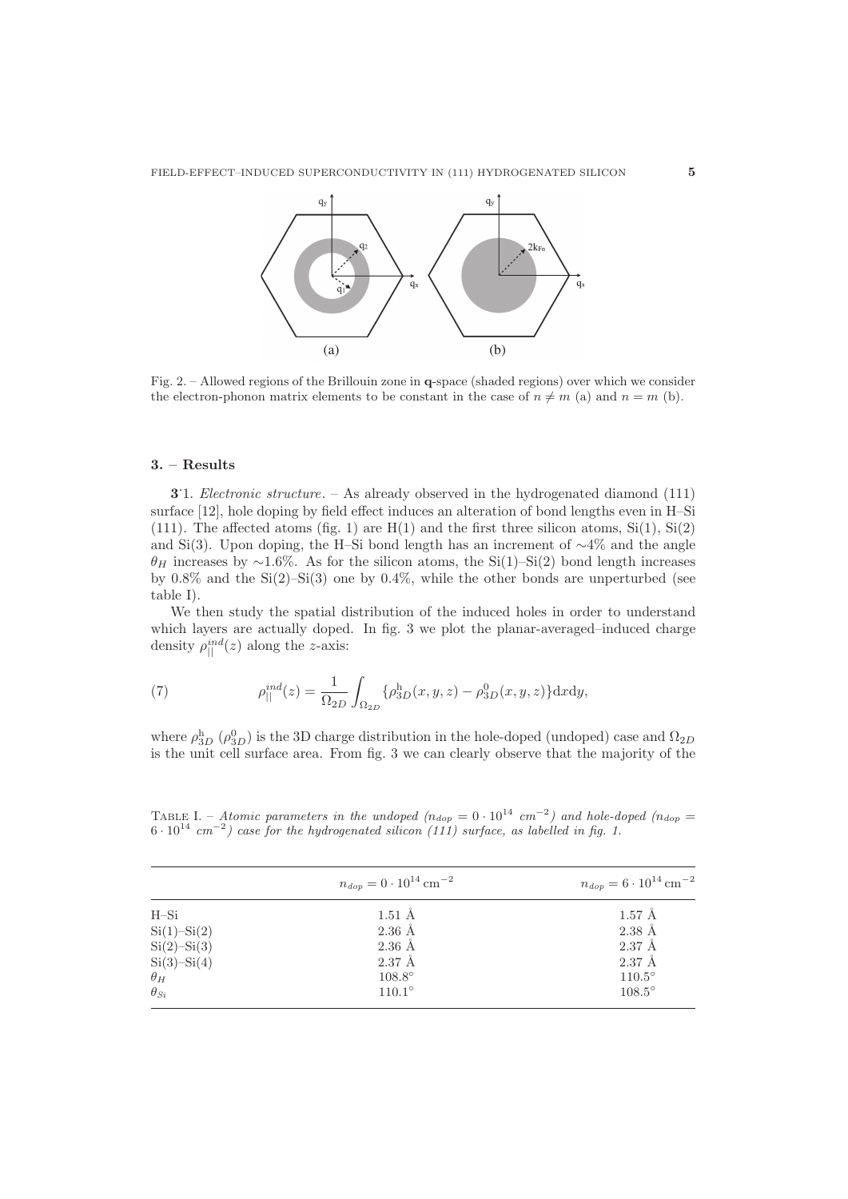(a)

(b)

$q_y$ $q_2$ $q_1$ $q_x$

$q_y$ $2k_{Fn}$ $q_x$

Fig. 2. – Allowed regions of the Brillouin zone in **q**-space (shaded regions) over which we consider the electron-phonon matrix elements to be constant in the case of $n \neq m$ (a) and $n = m$ (b).

## 3. – Results

**3**·1. *Electronic structure*. – As already observed in the hydrogenated diamond (111) surface [12], hole doping by field effect induces an alteration of bond lengths even in H–Si (111). The affected atoms (fig. 1) are H(1) and the first three silicon atoms, Si(1), Si(2) and Si(3). Upon doping, the H–Si bond length has an increment of ∼4% and the angle $\theta_H$ increases by ∼1.6%. As for the silicon atoms, the Si(1)–Si(2) bond length increases by 0.8% and the Si(2)–Si(3) one by 0.4%, while the other bonds are unperturbed (see table I).

We then study the spatial distribution of the induced holes in order to understand which layers are actually doped. In fig. 3 we plot the planar-averaged–induced charge density $\rho_{||}^{ind}(z)$ along the $z$-axis:

$$\rho_{||}^{ind}(z) = \frac{1}{\Omega_{2D}} \int_{\Omega_{2D}} \{\rho_{3D}^{\mathrm{h}}(x, y, z) - \rho_{3D}^{0}(x, y, z)\} \mathrm{d}x\mathrm{d}y, \tag{7}$$

where $\rho_{3D}^{\mathrm{h}}$ ($\rho_{3D}^{0}$) is the 3D charge distribution in the hole-doped (undoped) case and $\Omega_{2D}$ is the unit cell surface area. From fig. 3 we can clearly observe that the majority of the

TABLE I. – *Atomic parameters in the undoped ($n_{dop} = 0 \cdot 10^{14}$ $cm^{-2}$) and hole-doped ($n_{dop} = 6 \cdot 10^{14}$ $cm^{-2}$) case for the hydrogenated silicon (111) surface, as labelled in fig. 1.*

| | $n_{dop} = 0 \cdot 10^{14}\,\mathrm{cm}^{-2}$ | $n_{dop} = 6 \cdot 10^{14}\,\mathrm{cm}^{-2}$ |
|---|---|---|
| H–Si | 1.51 Å | 1.57 Å |
| Si(1)–Si(2) | 2.36 Å | 2.38 Å |
| Si(2)–Si(3) | 2.36 Å | 2.37 Å |
| Si(3)–Si(4) | 2.37 Å | 2.37 Å |
| $\theta_H$ | 108.8° | 110.5° |
| $\theta_{Si}$ | 110.1° | 108.5° |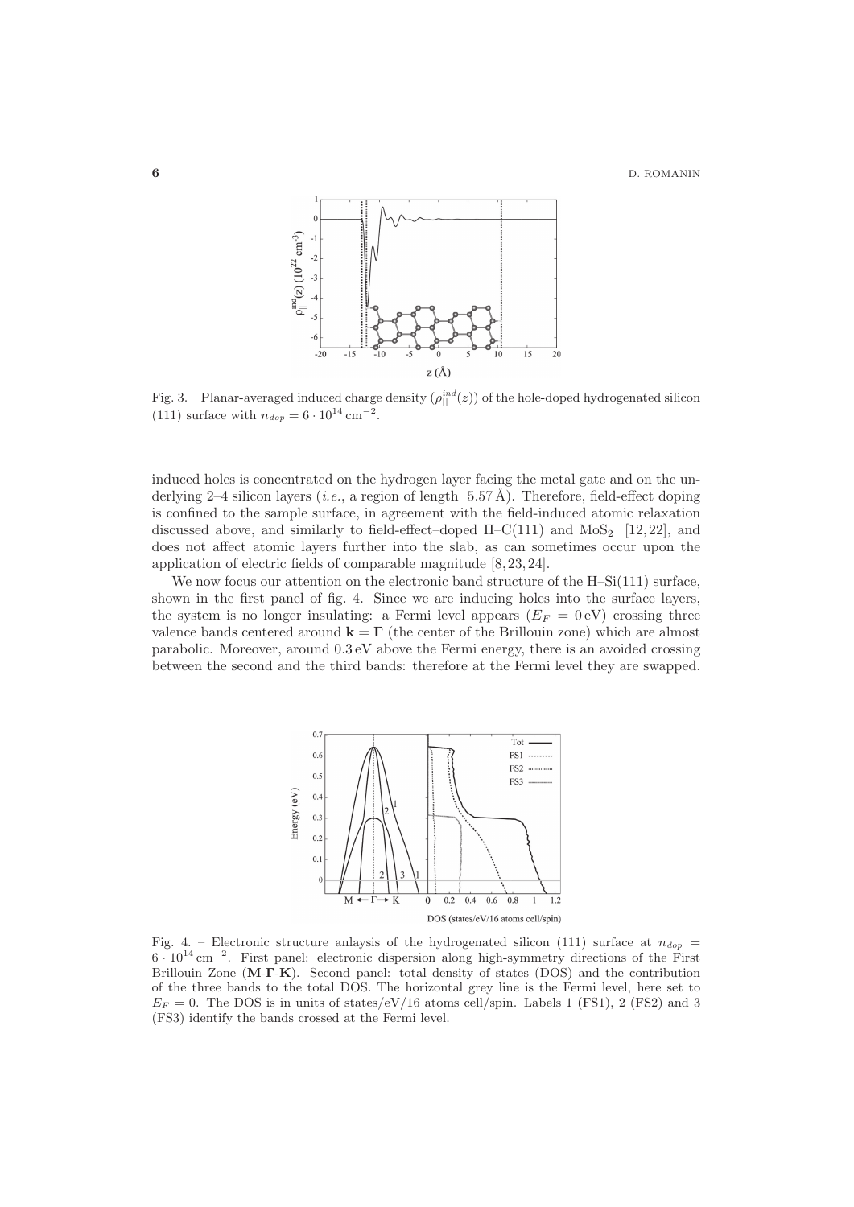-20 -15 -10 -5 0 5 10 15 20

z (Å)

$\rho_{||}^{ind}(z)$ ($10^{22}$ cm$^{-3}$)

1 0 -1 -2 -3 -4 -5 -6

Fig. 3. – Planar-averaged induced charge density ($\rho_{||}^{ind}(z)$) of the hole-doped hydrogenated silicon (111) surface with $n_{dop} = 6 \cdot 10^{14}\,\mathrm{cm}^{-2}$.

induced holes is concentrated on the hydrogen layer facing the metal gate and on the underlying 2–4 silicon layers (*i.e.*, a region of length 5.57 Å). Therefore, field-effect doping is confined to the sample surface, in agreement with the field-induced atomic relaxation discussed above, and similarly to field-effect–doped H–C(111) and $MoS_2$ [12, 22], and does not affect atomic layers further into the slab, as can sometimes occur upon the application of electric fields of comparable magnitude [8, 23, 24].

We now focus our attention on the electronic band structure of the H–Si(111) surface, shown in the first panel of fig. 4. Since we are inducing holes into the surface layers, the system is no longer insulating: a Fermi level appears ($E_F = 0\,\mathrm{eV}$) crossing three valence bands centered around $\mathbf{k} = \mathbf{\Gamma}$ (the center of the Brillouin zone) which are almost parabolic. Moreover, around 0.3 eV above the Fermi energy, there is an avoided crossing between the second and the third bands: therefore at the Fermi level they are swapped.

Energy (eV)

0.7 0.6 0.5 0.4 0.3 0.2 0.1 0

M ← Γ → K

Tot
FS1
FS2
FS3

0 0.2 0.4 0.6 0.8 1 1.2

DOS (states/eV/16 atoms cell/spin)

Fig. 4. – Electronic structure anlaysis of the hydrogenated silicon (111) surface at $n_{dop} = 6 \cdot 10^{14}\,\mathrm{cm}^{-2}$. First panel: electronic dispersion along high-symmetry directions of the First Brillouin Zone (**M**-**Γ**-**K**). Second panel: total density of states (DOS) and the contribution of the three bands to the total DOS. The horizontal grey line is the Fermi level, here set to $E_F = 0$. The DOS is in units of states/eV/16 atoms cell/spin. Labels 1 (FS1), 2 (FS2) and 3 (FS3) identify the bands crossed at the Fermi level.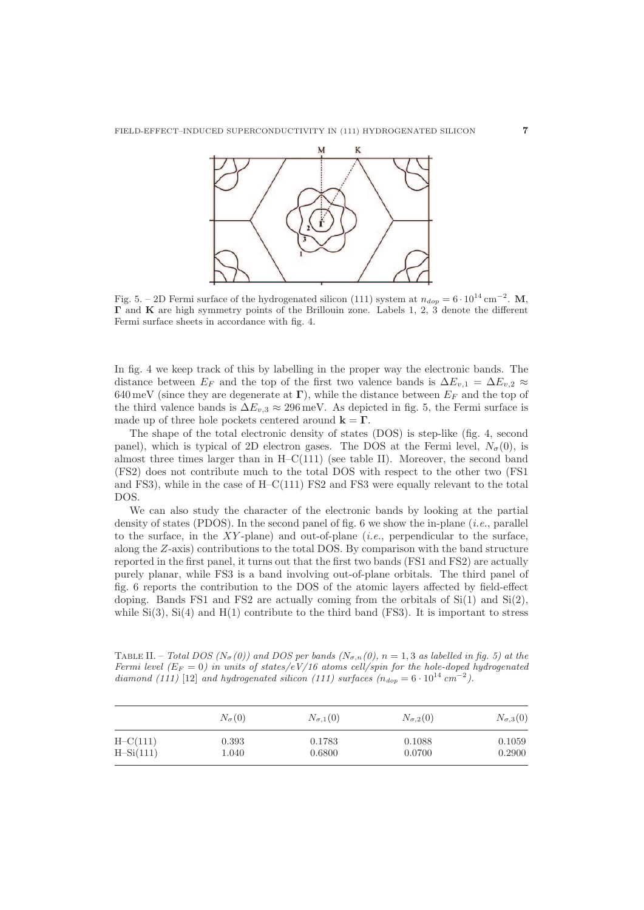M K

Γ

1 2 3

Fig. 5. – 2D Fermi surface of the hydrogenated silicon (111) system at $n_{dop} = 6 \cdot 10^{14}\,\mathrm{cm}^{-2}$. **M**, **Γ** and **K** are high symmetry points of the Brillouin zone. Labels 1, 2, 3 denote the different Fermi surface sheets in accordance with fig. 4.

In fig. 4 we keep track of this by labelling in the proper way the electronic bands. The distance between $E_F$ and the top of the first two valence bands is $\Delta E_{v,1} = \Delta E_{v,2} \approx 640\,\mathrm{meV}$ (since they are degenerate at **Γ**), while the distance between $E_F$ and the top of the third valence bands is $\Delta E_{v,3} \approx 296\,\mathrm{meV}$. As depicted in fig. 5, the Fermi surface is made up of three hole pockets centered around $\mathbf{k} = \mathbf{\Gamma}$.

The shape of the total electronic density of states (DOS) is step-like (fig. 4, second panel), which is typical of 2D electron gases. The DOS at the Fermi level, $N_\sigma(0)$, is almost three times larger than in H–C(111) (see table II). Moreover, the second band (FS2) does not contribute much to the total DOS with respect to the other two (FS1 and FS3), while in the case of H–C(111) FS2 and FS3 were equally relevant to the total DOS.

We can also study the character of the electronic bands by looking at the partial density of states (PDOS). In the second panel of fig. 6 we show the in-plane (*i.e.*, parallel to the surface, in the $XY$-plane) and out-of-plane (*i.e.*, perpendicular to the surface, along the $Z$-axis) contributions to the total DOS. By comparison with the band structure reported in the first panel, it turns out that the first two bands (FS1 and FS2) are actually purely planar, while FS3 is a band involving out-of-plane orbitals. The third panel of fig. 6 reports the contribution to the DOS of the atomic layers affected by field-effect doping. Bands FS1 and FS2 are actually coming from the orbitals of Si(1) and Si(2), while Si(3), Si(4) and H(1) contribute to the third band (FS3). It is important to stress

TABLE II. – *Total DOS ($N_\sigma(0)$) and DOS per bands ($N_{\sigma,n}(0)$, $n = 1, 3$ as labelled in fig. 5) at the Fermi level ($E_F = 0$) in units of states/eV/16 atoms cell/spin for the hole-doped hydrogenated diamond (111)* [12] *and hydrogenated silicon (111) surfaces ($n_{dop} = 6 \cdot 10^{14}$ cm$^{-2}$).*

| | $N_\sigma(0)$ | $N_{\sigma,1}(0)$ | $N_{\sigma,2}(0)$ | $N_{\sigma,3}(0)$ |
|---|---|---|---|---|
| H–C(111) | 0.393 | 0.1783 | 0.1088 | 0.1059 |
| H–Si(111) | 1.040 | 0.6800 | 0.0700 | 0.2900 |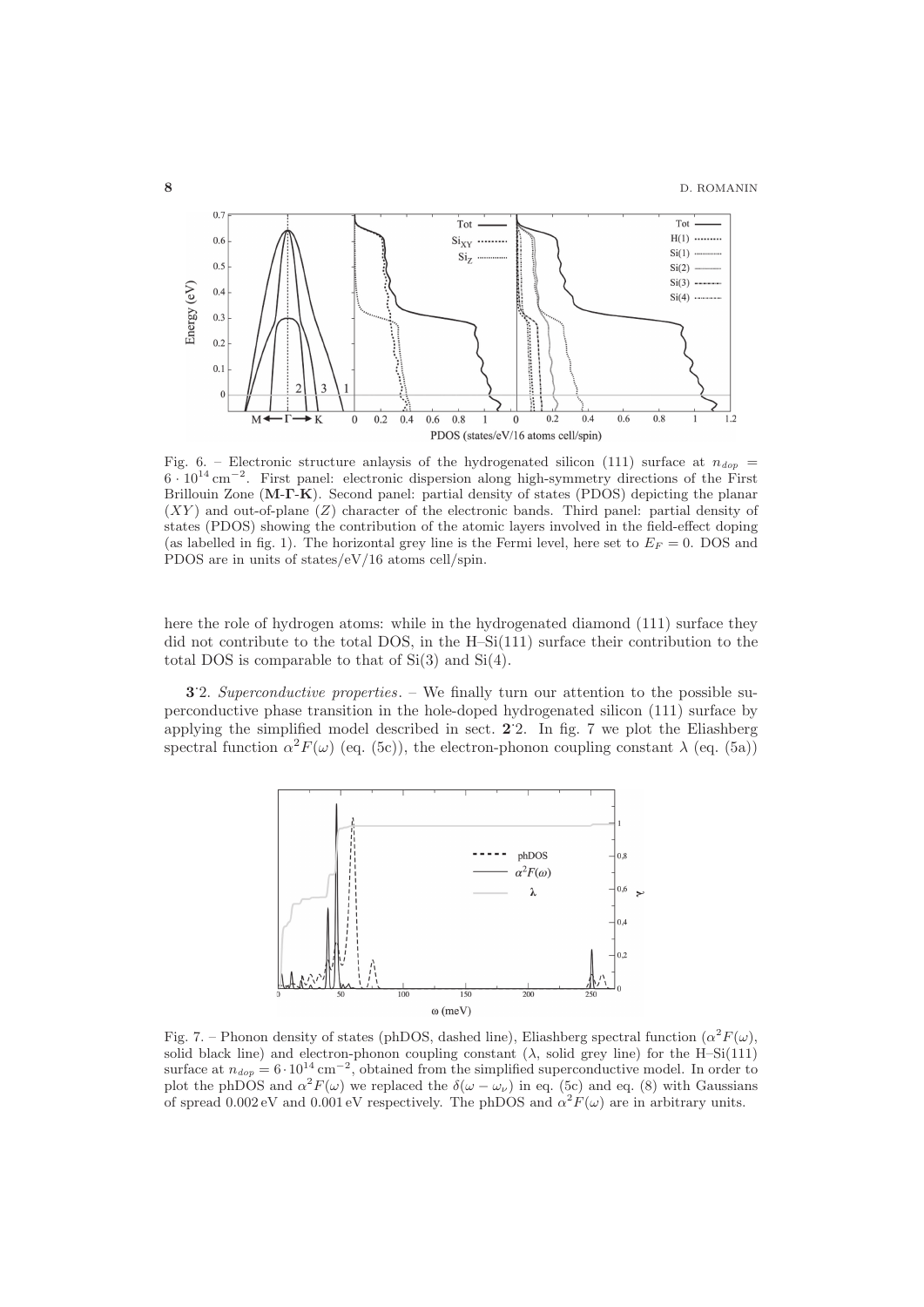0.7
0.6
0.5
0.4
0.3
0.2
0.1
0
Energy (eV)
M ← Γ → K
2 3 1
Tot
$Si_{XY}$
$Si_Z$
0 0.2 0.4 0.6 0.8 1
Tot
H(1)
Si(1)
Si(2)
Si(3)
Si(4)
0 0.2 0.4 0.6 0.8 1 1.2
PDOS (states/eV/16 atoms cell/spin)

Fig. 6. – Electronic structure anlaysis of the hydrogenated silicon (111) surface at $n_{dop} = 6 \cdot 10^{14}\,\text{cm}^{-2}$. First panel: electronic dispersion along high-symmetry directions of the First Brillouin Zone (**M**-**Γ**-**K**). Second panel: partial density of states (PDOS) depicting the planar ($XY$) and out-of-plane ($Z$) character of the electronic bands. Third panel: partial density of states (PDOS) showing the contribution of the atomic layers involved in the field-effect doping (as labelled in fig. 1). The horizontal grey line is the Fermi level, here set to $E_F = 0$. DOS and PDOS are in units of states/eV/16 atoms cell/spin.

here the role of hydrogen atoms: while in the hydrogenated diamond (111) surface they did not contribute to the total DOS, in the H–Si(111) surface their contribution to the total DOS is comparable to that of Si(3) and Si(4).

**3**·2. *Superconductive properties*. – We finally turn our attention to the possible superconductive phase transition in the hole-doped hydrogenated silicon (111) surface by applying the simplified model described in sect. **2**·2. In fig. 7 we plot the Eliashberg spectral function $\alpha^2F(\omega)$ (eq. (5c)), the electron-phonon coupling constant $\lambda$ (eq. (5a))

phDOS
$\alpha^2F(\omega)$
λ
0 50 100 150 200 250
ω (meV)
λ
0
0,2
0,4
0,6
0,8
1

Fig. 7. – Phonon density of states (phDOS, dashed line), Eliashberg spectral function ($\alpha^2F(\omega)$, solid black line) and electron-phonon coupling constant ($\lambda$, solid grey line) for the H–Si(111) surface at $n_{dop} = 6 \cdot 10^{14}\,\text{cm}^{-2}$, obtained from the simplified superconductive model. In order to plot the phDOS and $\alpha^2F(\omega)$ we replaced the $\delta(\omega - \omega_\nu)$ in eq. (5c) and eq. (8) with Gaussians of spread 0.002 eV and 0.001 eV respectively. The phDOS and $\alpha^2F(\omega)$ are in arbitrary units.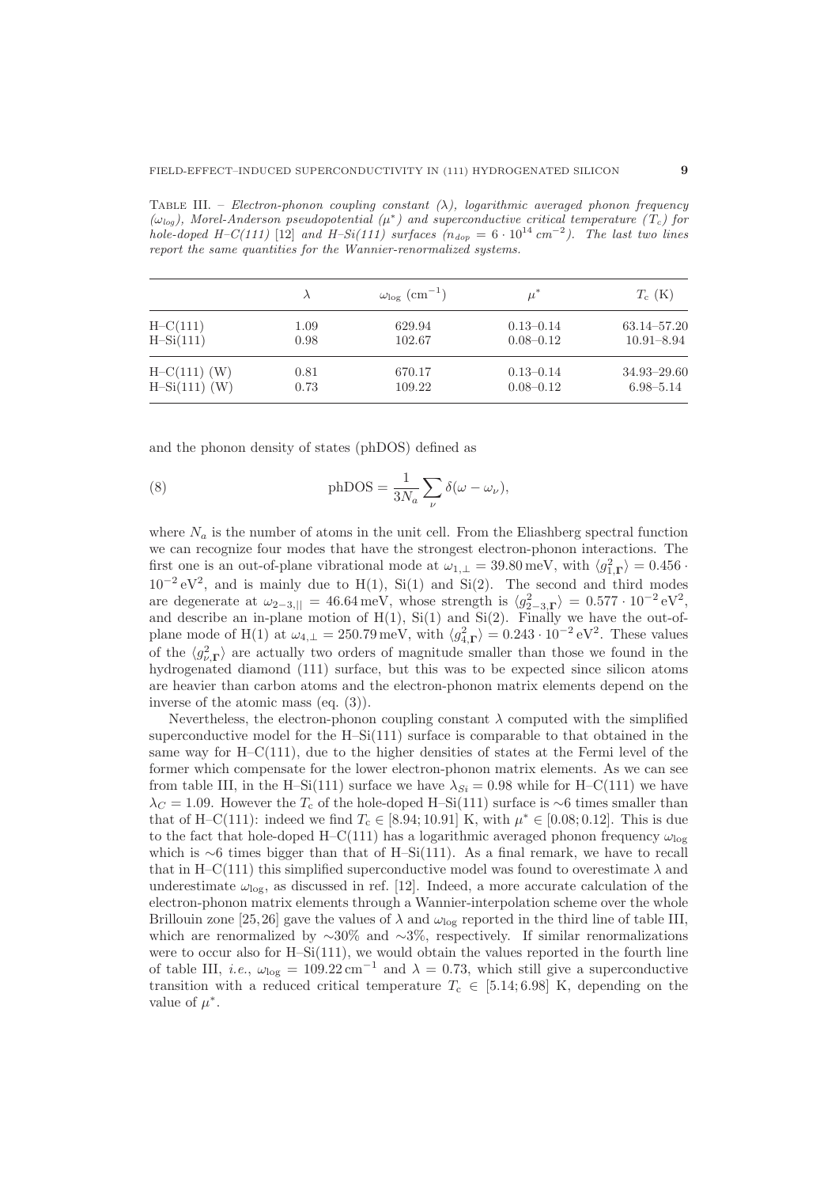TABLE III. – *Electron-phonon coupling constant ($\lambda$), logarithmic averaged phonon frequency ($\omega_{log}$), Morel-Anderson pseudopotential ($\mu^*$) and superconductive critical temperature ($T_c$) for hole-doped H–C(111)* [12] *and H–Si(111) surfaces ($n_{dop} = 6 \cdot 10^{14}\,cm^{-2}$). The last two lines report the same quantities for the Wannier-renormalized systems.*

| | $\lambda$ | $\omega_{\log}$ (cm$^{-1}$) | $\mu^*$ | $T_c$ (K) |
|---|---|---|---|---|
| H–C(111) | 1.09 | 629.94 | 0.13–0.14 | 63.14–57.20 |
| H–Si(111) | 0.98 | 102.67 | 0.08–0.12 | 10.91–8.94 |
| H–C(111) (W) | 0.81 | 670.17 | 0.13–0.14 | 34.93–29.60 |
| H–Si(111) (W) | 0.73 | 109.22 | 0.08–0.12 | 6.98–5.14 |

and the phonon density of states (phDOS) defined as

$$\text{phDOS} = \frac{1}{3N_a}\sum_{\nu}\delta(\omega - \omega_\nu), \tag{8}$$

where $N_a$ is the number of atoms in the unit cell. From the Eliashberg spectral function we can recognize four modes that have the strongest electron-phonon interactions. The first one is an out-of-plane vibrational mode at $\omega_{1,\perp} = 39.80\,\text{meV}$, with $\langle g^2_{1,\mathbf{\Gamma}}\rangle = 0.456 \cdot 10^{-2}\,\text{eV}^2$, and is mainly due to H(1), Si(1) and Si(2). The second and third modes are degenerate at $\omega_{2-3,||} = 46.64\,\text{meV}$, whose strength is $\langle g^2_{2-3,\mathbf{\Gamma}}\rangle = 0.577 \cdot 10^{-2}\,\text{eV}^2$, and describe an in-plane motion of H(1), Si(1) and Si(2). Finally we have the out-of-plane mode of H(1) at $\omega_{4,\perp} = 250.79\,\text{meV}$, with $\langle g^2_{4,\mathbf{\Gamma}}\rangle = 0.243 \cdot 10^{-2}\,\text{eV}^2$. These values of the $\langle g^2_{\nu,\mathbf{\Gamma}}\rangle$ are actually two orders of magnitude smaller than those we found in the hydrogenated diamond (111) surface, but this was to be expected since silicon atoms are heavier than carbon atoms and the electron-phonon matrix elements depend on the inverse of the atomic mass (eq. (3)).

Nevertheless, the electron-phonon coupling constant $\lambda$ computed with the simplified superconductive model for the H–Si(111) surface is comparable to that obtained in the same way for H–C(111), due to the higher densities of states at the Fermi level of the former which compensate for the lower electron-phonon matrix elements. As we can see from table III, in the H–Si(111) surface we have $\lambda_{Si} = 0.98$ while for H–C(111) we have $\lambda_C = 1.09$. However the $T_c$ of the hole-doped H–Si(111) surface is $\sim$6 times smaller than that of H–C(111): indeed we find $T_c \in [8.94; 10.91]$ K, with $\mu^* \in [0.08; 0.12]$. This is due to the fact that hole-doped H–C(111) has a logarithmic averaged phonon frequency $\omega_{\log}$ which is $\sim$6 times bigger than that of H–Si(111). As a final remark, we have to recall that in H–C(111) this simplified superconductive model was found to overestimate $\lambda$ and underestimate $\omega_{\log}$, as discussed in ref. [12]. Indeed, a more accurate calculation of the electron-phonon matrix elements through a Wannier-interpolation scheme over the whole Brillouin zone [25, 26] gave the values of $\lambda$ and $\omega_{\log}$ reported in the third line of table III, which are renormalized by $\sim$30% and $\sim$3%, respectively. If similar renormalizations were to occur also for H–Si(111), we would obtain the values reported in the fourth line of table III, *i.e.*, $\omega_{\log} = 109.22\,\text{cm}^{-1}$ and $\lambda = 0.73$, which still give a superconductive transition with a reduced critical temperature $T_c \in [5.14; 6.98]$ K, depending on the value of $\mu^*$.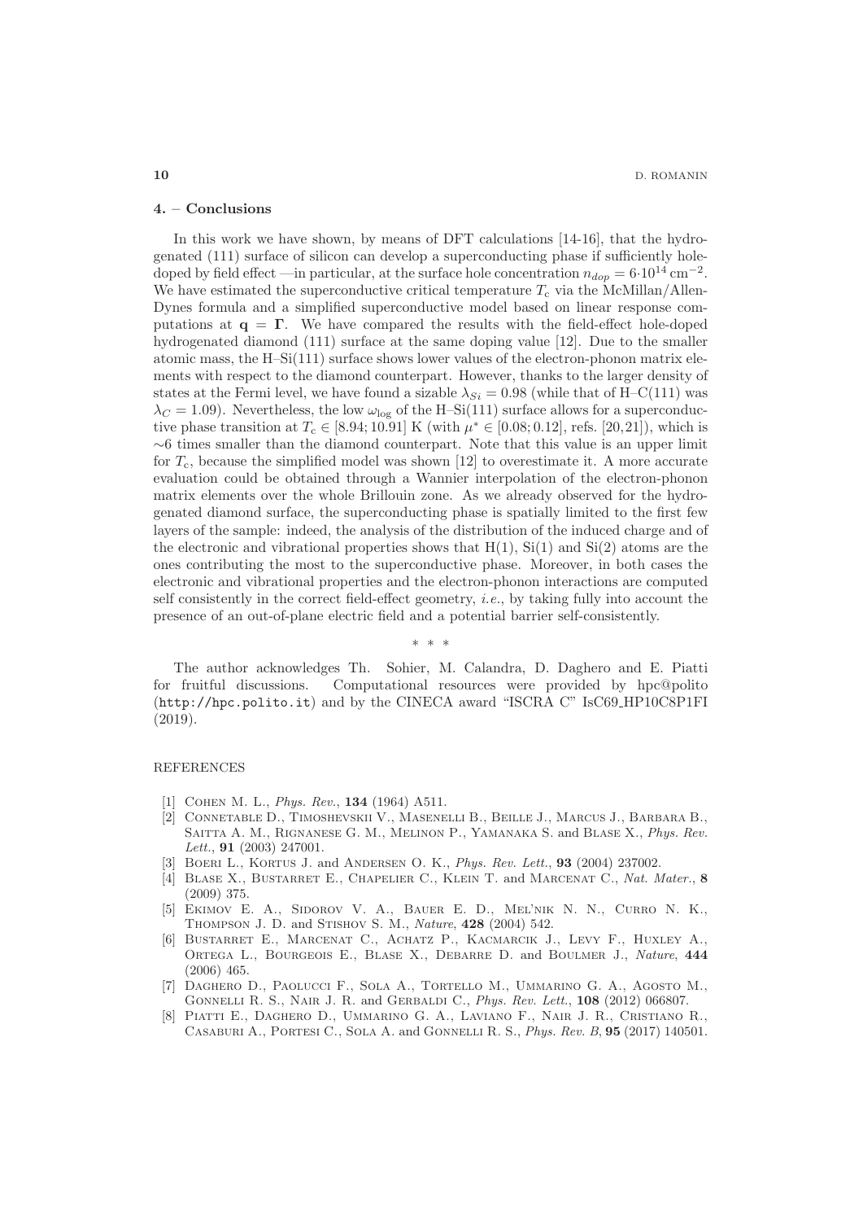## 4. – Conclusions

In this work we have shown, by means of DFT calculations [14-16], that the hydrogenated (111) surface of silicon can develop a superconducting phase if sufficiently hole-doped by field effect —in particular, at the surface hole concentration $n_{dop} = 6{\cdot}10^{14}\,\mathrm{cm}^{-2}$. We have estimated the superconductive critical temperature $T_c$ via the McMillan/Allen-Dynes formula and a simplified superconductive model based on linear response computations at $\mathbf{q} = \mathbf{\Gamma}$. We have compared the results with the field-effect hole-doped hydrogenated diamond (111) surface at the same doping value [12]. Due to the smaller atomic mass, the H–Si(111) surface shows lower values of the electron-phonon matrix elements with respect to the diamond counterpart. However, thanks to the larger density of states at the Fermi level, we have found a sizable $\lambda_{Si} = 0.98$ (while that of H–C(111) was $\lambda_C = 1.09$). Nevertheless, the low $\omega_{\log}$ of the H–Si(111) surface allows for a superconductive phase transition at $T_c \in [8.94; 10.91]$ K (with $\mu^* \in [0.08; 0.12]$, refs. [20,21]), which is $\sim$6 times smaller than the diamond counterpart. Note that this value is an upper limit for $T_c$, because the simplified model was shown [12] to overestimate it. A more accurate evaluation could be obtained through a Wannier interpolation of the electron-phonon matrix elements over the whole Brillouin zone. As we already observed for the hydrogenated diamond surface, the superconducting phase is spatially limited to the first few layers of the sample: indeed, the analysis of the distribution of the induced charge and of the electronic and vibrational properties shows that H(1), Si(1) and Si(2) atoms are the ones contributing the most to the superconductive phase. Moreover, in both cases the electronic and vibrational properties and the electron-phonon interactions are computed self consistently in the correct field-effect geometry, *i.e.*, by taking fully into account the presence of an out-of-plane electric field and a potential barrier self-consistently.

\* \* \*

The author acknowledges Th. Sohier, M. Calandra, D. Daghero and E. Piatti for fruitful discussions. Computational resources were provided by hpc@polito (http://hpc.polito.it) and by the CINECA award "ISCRA C" IsC69_HP10C8P1FI (2019).

## REFERENCES

[1] Cohen M. L., *Phys. Rev.*, **134** (1964) A511.

[2] Connetable D., Timoshevskii V., Masenelli B., Beille J., Marcus J., Barbara B., Saitta A. M., Rignanese G. M., Melinon P., Yamanaka S. and Blase X., *Phys. Rev. Lett.*, **91** (2003) 247001.

[3] Boeri L., Kortus J. and Andersen O. K., *Phys. Rev. Lett.*, **93** (2004) 237002.

[4] Blase X., Bustarret E., Chapelier C., Klein T. and Marcenat C., *Nat. Mater.*, **8** (2009) 375.

[5] Ekimov E. A., Sidorov V. A., Bauer E. D., Mel'nik N. N., Curro N. K., Thompson J. D. and Stishov S. M., *Nature*, **428** (2004) 542.

[6] Bustarret E., Marcenat C., Achatz P., Kacmarcik J., Levy F., Huxley A., Ortega L., Bourgeois E., Blase X., Debarre D. and Boulmer J., *Nature*, **444** (2006) 465.

[7] Daghero D., Paolucci F., Sola A., Tortello M., Ummarino G. A., Agosto M., Gonnelli R. S., Nair J. R. and Gerbaldi C., *Phys. Rev. Lett.*, **108** (2012) 066807.

[8] Piatti E., Daghero D., Ummarino G. A., Laviano F., Nair J. R., Cristiano R., Casaburi A., Portesi C., Sola A. and Gonnelli R. S., *Phys. Rev. B*, **95** (2017) 140501.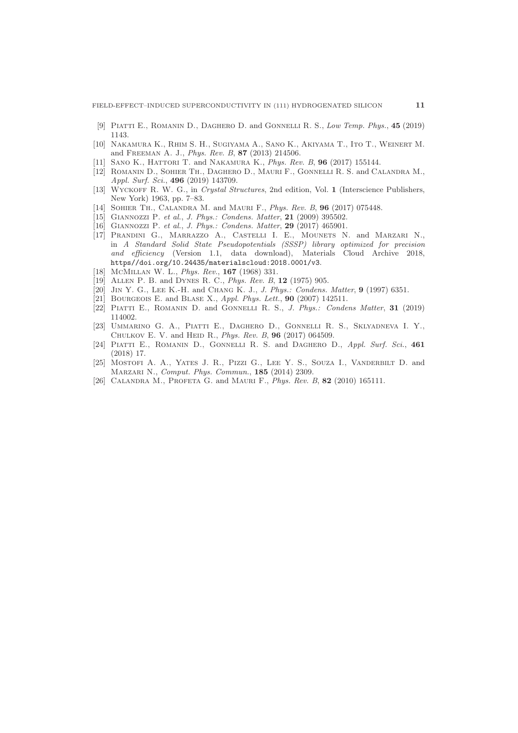[9] Piatti E., Romanin D., Daghero D. and Gonnelli R. S., *Low Temp. Phys.*, **45** (2019) 1143.

[10] Nakamura K., Rhim S. H., Sugiyama A., Sano K., Akiyama T., Ito T., Weinert M. and Freeman A. J., *Phys. Rev. B*, **87** (2013) 214506.

[11] Sano K., Hattori T. and Nakamura K., *Phys. Rev. B*, **96** (2017) 155144.

[12] Romanin D., Sohier Th., Daghero D., Mauri F., Gonnelli R. S. and Calandra M., *Appl. Surf. Sci.*, **496** (2019) 143709.

[13] Wyckoff R. W. G., in *Crystal Structures*, 2nd edition, Vol. **1** (Interscience Publishers, New York) 1963, pp. 7–83.

[14] Sohier Th., Calandra M. and Mauri F., *Phys. Rev. B*, **96** (2017) 075448.

[15] Giannozzi P. *et al.*, *J. Phys.: Condens. Matter*, **21** (2009) 395502.

[16] Giannozzi P. *et al.*, *J. Phys.: Condens. Matter*, **29** (2017) 465901.

[17] Prandini G., Marrazzo A., Castelli I. E., Mounets N. and Marzari N., in *A Standard Solid State Pseudopotentials (SSSP) library optimized for precision and efficiency* (Version 1.1, data download), Materials Cloud Archive 2018, `https//doi.org/10.24435/materialscloud:2018.0001/v3`.

[18] McMillan W. L., *Phys. Rev.*, **167** (1968) 331.

[19] Allen P. B. and Dynes R. C., *Phys. Rev. B*, **12** (1975) 905.

[20] Jin Y. G., Lee K.-H. and Chang K. J., *J. Phys.: Condens. Matter*, **9** (1997) 6351.

[21] Bourgeois E. and Blase X., *Appl. Phys. Lett.*, **90** (2007) 142511.

[22] Piatti E., Romanin D. and Gonnelli R. S., *J. Phys.: Condens Matter*, **31** (2019) 114002.

[23] Ummarino G. A., Piatti E., Daghero D., Gonnelli R. S., Sklyadneva I. Y., Chulkov E. V. and Heid R., *Phys. Rev. B*, **96** (2017) 064509.

[24] Piatti E., Romanin D., Gonnelli R. S. and Daghero D., *Appl. Surf. Sci.*, **461** (2018) 17.

[25] Mostofi A. A., Yates J. R., Pizzi G., Lee Y. S., Souza I., Vanderbilt D. and Marzari N., *Comput. Phys. Commun.*, **185** (2014) 2309.

[26] Calandra M., Profeta G. and Mauri F., *Phys. Rev. B*, **82** (2010) 165111.